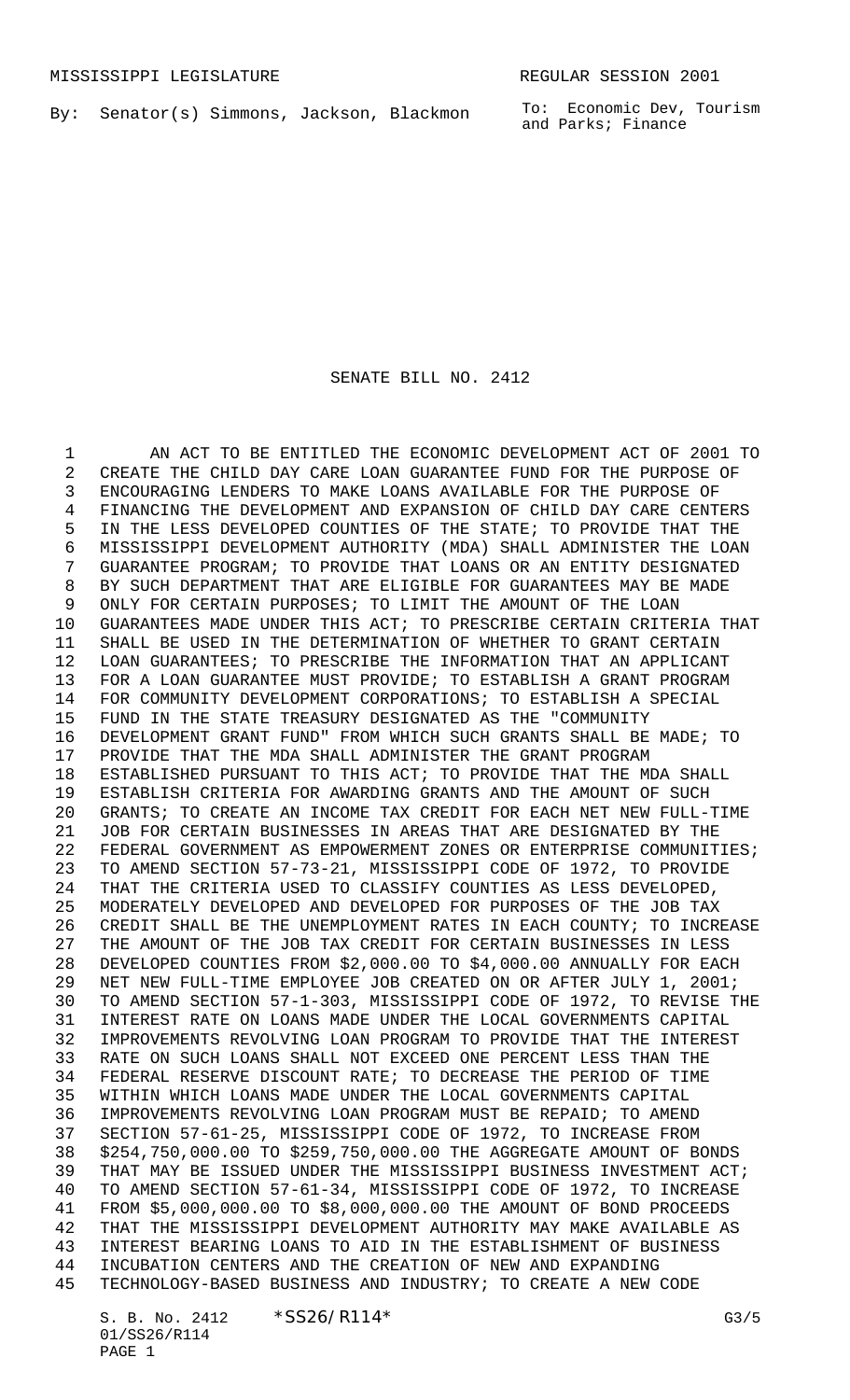MISSISSIPPI LEGISLATURE REGULAR SESSION 2001

By: Senator(s) Simmons, Jackson, Blackmon

To: Economic Dev, Tourism and Parks; Finance

# SENATE BILL NO. 2412

AN ACT TO BE ENTITLED THE ECONOMIC DEVELOPMENT ACT OF 2001 TO CREATE THE CHILD DAY CARE LOAN GUARANTEE FUND FOR THE PURPOSE OF ENCOURAGING LENDERS TO MAKE LOANS AVAILABLE FOR THE PURPOSE OF FINANCING THE DEVELOPMENT AND EXPANSION OF CHILD DAY CARE CENTERS IN THE LESS DEVELOPED COUNTIES OF THE STATE; TO PROVIDE THAT THE MISSISSIPPI DEVELOPMENT AUTHORITY (MDA) SHALL ADMINISTER THE LOAN GUARANTEE PROGRAM; TO PROVIDE THAT LOANS OR AN ENTITY DESIGNATED BY SUCH DEPARTMENT THAT ARE ELIGIBLE FOR GUARANTEES MAY BE MADE ONLY FOR CERTAIN PURPOSES; TO LIMIT THE AMOUNT OF THE LOAN GUARANTEES MADE UNDER THIS ACT; TO PRESCRIBE CERTAIN CRITERIA THAT SHALL BE USED IN THE DETERMINATION OF WHETHER TO GRANT CERTAIN LOAN GUARANTEES; TO PRESCRIBE THE INFORMATION THAT AN APPLICANT FOR A LOAN GUARANTEE MUST PROVIDE; TO ESTABLISH A GRANT PROGRAM FOR COMMUNITY DEVELOPMENT CORPORATIONS; TO ESTABLISH A SPECIAL FUND IN THE STATE TREASURY DESIGNATED AS THE "COMMUNITY DEVELOPMENT GRANT FUND" FROM WHICH SUCH GRANTS SHALL BE MADE; TO PROVIDE THAT THE MDA SHALL ADMINISTER THE GRANT PROGRAM ESTABLISHED PURSUANT TO THIS ACT; TO PROVIDE THAT THE MDA SHALL ESTABLISH CRITERIA FOR AWARDING GRANTS AND THE AMOUNT OF SUCH GRANTS; TO CREATE AN INCOME TAX CREDIT FOR EACH NET NEW FULL-TIME JOB FOR CERTAIN BUSINESSES IN AREAS THAT ARE DESIGNATED BY THE FEDERAL GOVERNMENT AS EMPOWERMENT ZONES OR ENTERPRISE COMMUNITIES; TO AMEND SECTION 57-73-21, MISSISSIPPI CODE OF 1972, TO PROVIDE THAT THE CRITERIA USED TO CLASSIFY COUNTIES AS LESS DEVELOPED, MODERATELY DEVELOPED AND DEVELOPED FOR PURPOSES OF THE JOB TAX CREDIT SHALL BE THE UNEMPLOYMENT RATES IN EACH COUNTY; TO INCREASE THE AMOUNT OF THE JOB TAX CREDIT FOR CERTAIN BUSINESSES IN LESS DEVELOPED COUNTIES FROM $2,000.00 TO $4,000.00 ANNUALLY FOR EACH NET NEW FULL-TIME EMPLOYEE JOB CREATED ON OR AFTER JULY 1, 2001; TO AMEND SECTION 57-1-303, MISSISSIPPI CODE OF 1972, TO REVISE THE INTEREST RATE ON LOANS MADE UNDER THE LOCAL GOVERNMENTS CAPITAL IMPROVEMENTS REVOLVING LOAN PROGRAM TO PROVIDE THAT THE INTEREST RATE ON SUCH LOANS SHALL NOT EXCEED ONE PERCENT LESS THAN THE FEDERAL RESERVE DISCOUNT RATE; TO DECREASE THE PERIOD OF TIME WITHIN WHICH LOANS MADE UNDER THE LOCAL GOVERNMENTS CAPITAL IMPROVEMENTS REVOLVING LOAN PROGRAM MUST BE REPAID; TO AMEND SECTION 57-61-25, MISSISSIPPI CODE OF 1972, TO INCREASE FROM $254,750,000.00 TO $259,750,000.00 THE AGGREGATE AMOUNT OF BONDS THAT MAY BE ISSUED UNDER THE MISSISSIPPI BUSINESS INVESTMENT ACT; TO AMEND SECTION 57-61-34, MISSISSIPPI CODE OF 1972, TO INCREASE FROM $5,000,000.00 TO $8,000,000.00 THE AMOUNT OF BOND PROCEEDS THAT THE MISSISSIPPI DEVELOPMENT AUTHORITY MAY MAKE AVAILABLE AS INTEREST BEARING LOANS TO AID IN THE ESTABLISHMENT OF BUSINESS INCUBATION CENTERS AND THE CREATION OF NEW AND EXPANDING TECHNOLOGY-BASED BUSINESS AND INDUSTRY; TO CREATE A NEW CODE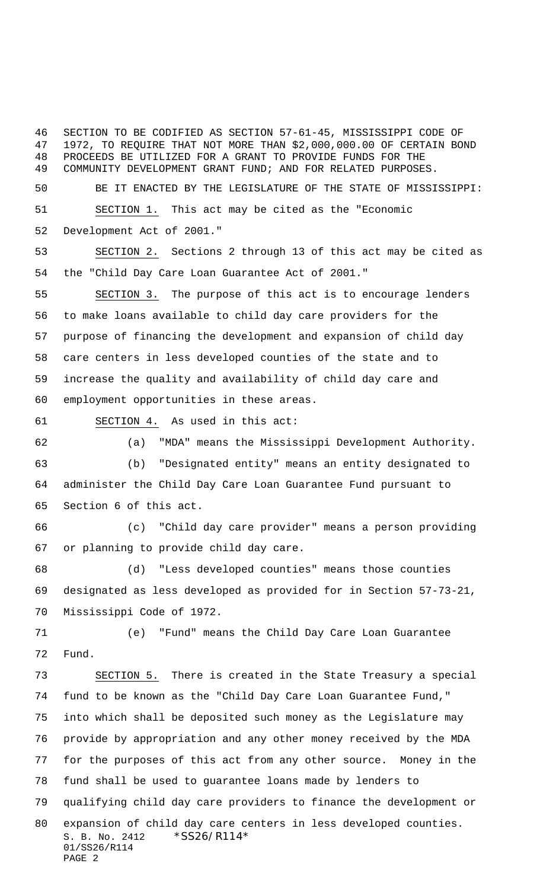SECTION TO BE CODIFIED AS SECTION 57-61-45, MISSISSIPPI CODE OF 1972, TO REQUIRE THAT NOT MORE THAN $2,000,000.00 OF CERTAIN BOND PROCEEDS BE UTILIZED FOR A GRANT TO PROVIDE FUNDS FOR THE COMMUNITY DEVELOPMENT GRANT FUND; AND FOR RELATED PURPOSES.

BE IT ENACTED BY THE LEGISLATURE OF THE STATE OF MISSISSIPPI:

SECTION 1. This act may be cited as the "Economic Development Act of 2001."

SECTION 2. Sections 2 through 13 of this act may be cited as the "Child Day Care Loan Guarantee Act of 2001."

SECTION 3. The purpose of this act is to encourage lenders to make loans available to child day care providers for the purpose of financing the development and expansion of child day care centers in less developed counties of the state and to increase the quality and availability of child day care and employment opportunities in these areas.

SECTION 4. As used in this act:

(a) "MDA" means the Mississippi Development Authority.

(b) "Designated entity" means an entity designated to administer the Child Day Care Loan Guarantee Fund pursuant to Section 6 of this act.

(c) "Child day care provider" means a person providing or planning to provide child day care.

(d) "Less developed counties" means those counties designated as less developed as provided for in Section 57-73-21, Mississippi Code of 1972.

(e) "Fund" means the Child Day Care Loan Guarantee Fund.

SECTION 5. There is created in the State Treasury a special fund to be known as the "Child Day Care Loan Guarantee Fund," into which shall be deposited such money as the Legislature may provide by appropriation and any other money received by the MDA for the purposes of this act from any other source. Money in the fund shall be used to guarantee loans made by lenders to qualifying child day care providers to finance the development or expansion of child day care centers in less developed counties.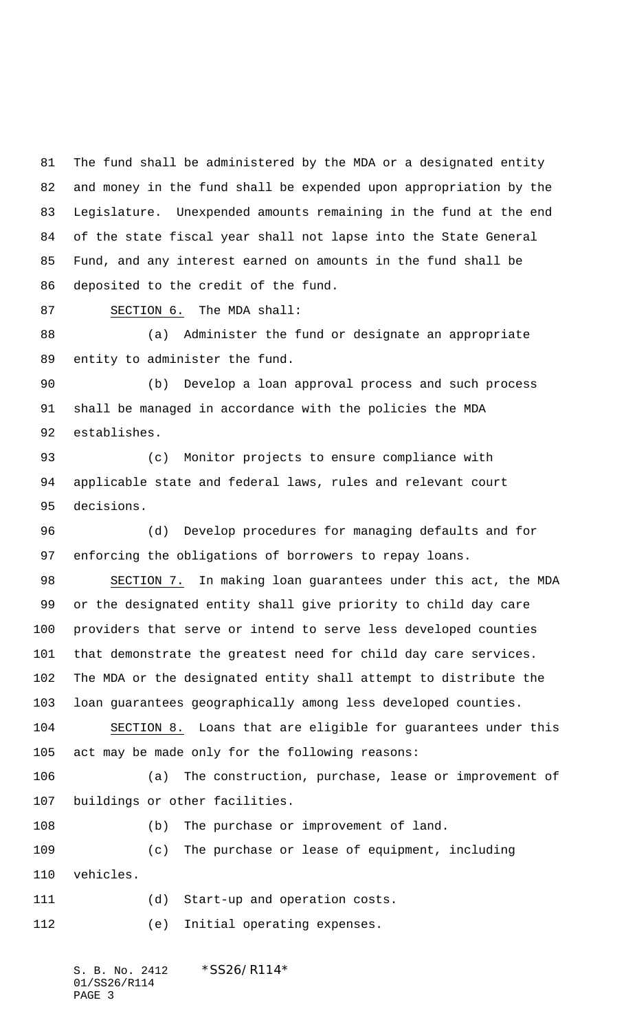The fund shall be administered by the MDA or a designated entity and money in the fund shall be expended upon appropriation by the Legislature. Unexpended amounts remaining in the fund at the end of the state fiscal year shall not lapse into the State General Fund, and any interest earned on amounts in the fund shall be deposited to the credit of the fund.

SECTION 6. The MDA shall:

(a) Administer the fund or designate an appropriate entity to administer the fund.

(b) Develop a loan approval process and such process shall be managed in accordance with the policies the MDA establishes.

(c) Monitor projects to ensure compliance with applicable state and federal laws, rules and relevant court decisions.

(d) Develop procedures for managing defaults and for enforcing the obligations of borrowers to repay loans.

SECTION 7. In making loan guarantees under this act, the MDA or the designated entity shall give priority to child day care providers that serve or intend to serve less developed counties that demonstrate the greatest need for child day care services. The MDA or the designated entity shall attempt to distribute the loan guarantees geographically among less developed counties.

SECTION 8. Loans that are eligible for guarantees under this act may be made only for the following reasons:

(a) The construction, purchase, lease or improvement of buildings or other facilities.

(b) The purchase or improvement of land.

(c) The purchase or lease of equipment, including vehicles.

(d) Start-up and operation costs.

(e) Initial operating expenses.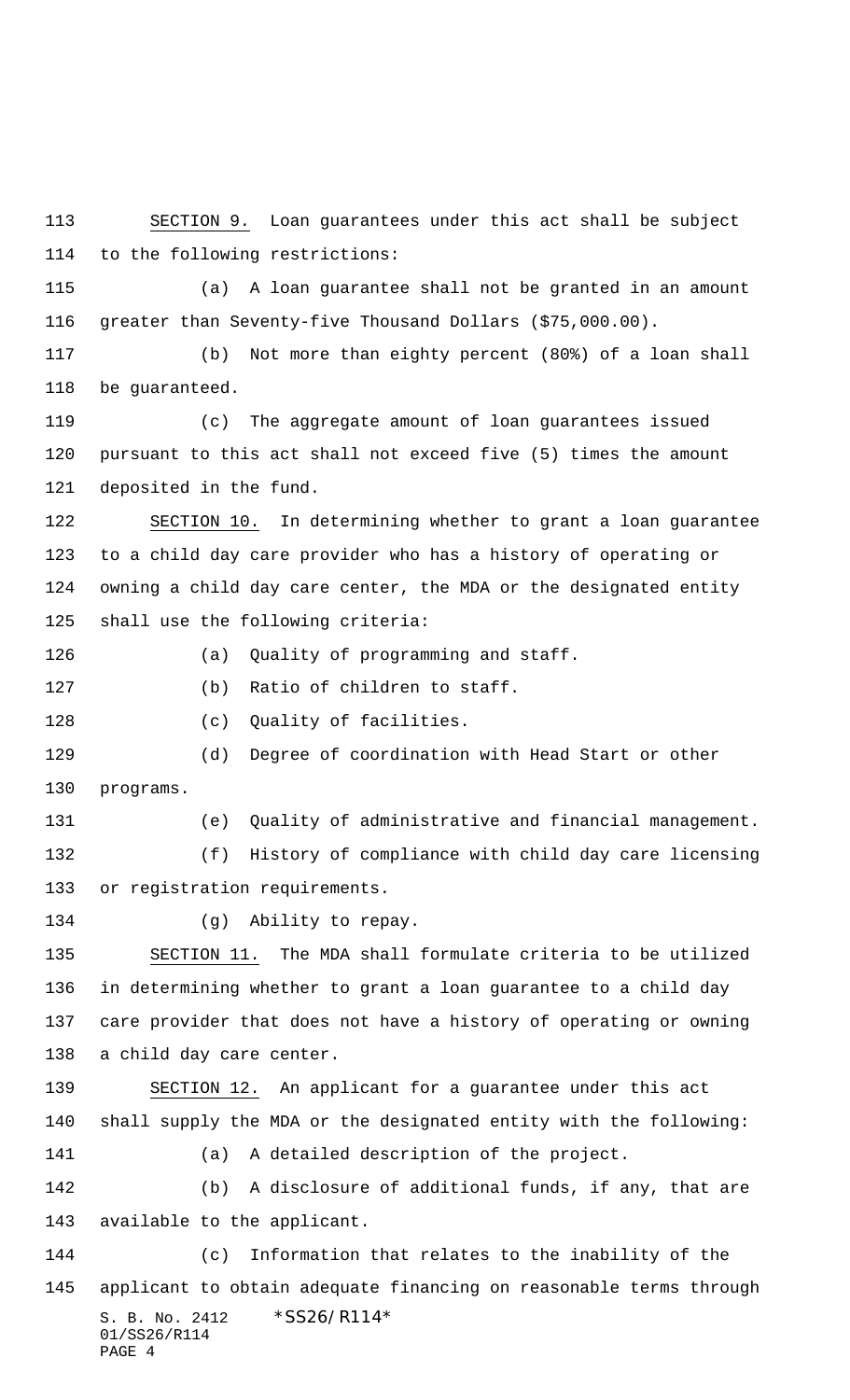SECTION 9. Loan guarantees under this act shall be subject to the following restrictions:

(a) A loan guarantee shall not be granted in an amount greater than Seventy-five Thousand Dollars ($75,000.00).

(b) Not more than eighty percent (80%) of a loan shall be guaranteed.

(c) The aggregate amount of loan guarantees issued pursuant to this act shall not exceed five (5) times the amount deposited in the fund.

SECTION 10. In determining whether to grant a loan guarantee to a child day care provider who has a history of operating or owning a child day care center, the MDA or the designated entity shall use the following criteria:

(a) Quality of programming and staff.

(b) Ratio of children to staff.

(c) Quality of facilities.

(d) Degree of coordination with Head Start or other programs.

(e) Quality of administrative and financial management.

(f) History of compliance with child day care licensing or registration requirements.

(g) Ability to repay.

SECTION 11. The MDA shall formulate criteria to be utilized in determining whether to grant a loan guarantee to a child day care provider that does not have a history of operating or owning a child day care center.

SECTION 12. An applicant for a guarantee under this act shall supply the MDA or the designated entity with the following:

(a) A detailed description of the project.

(b) A disclosure of additional funds, if any, that are available to the applicant.

(c) Information that relates to the inability of the applicant to obtain adequate financing on reasonable terms through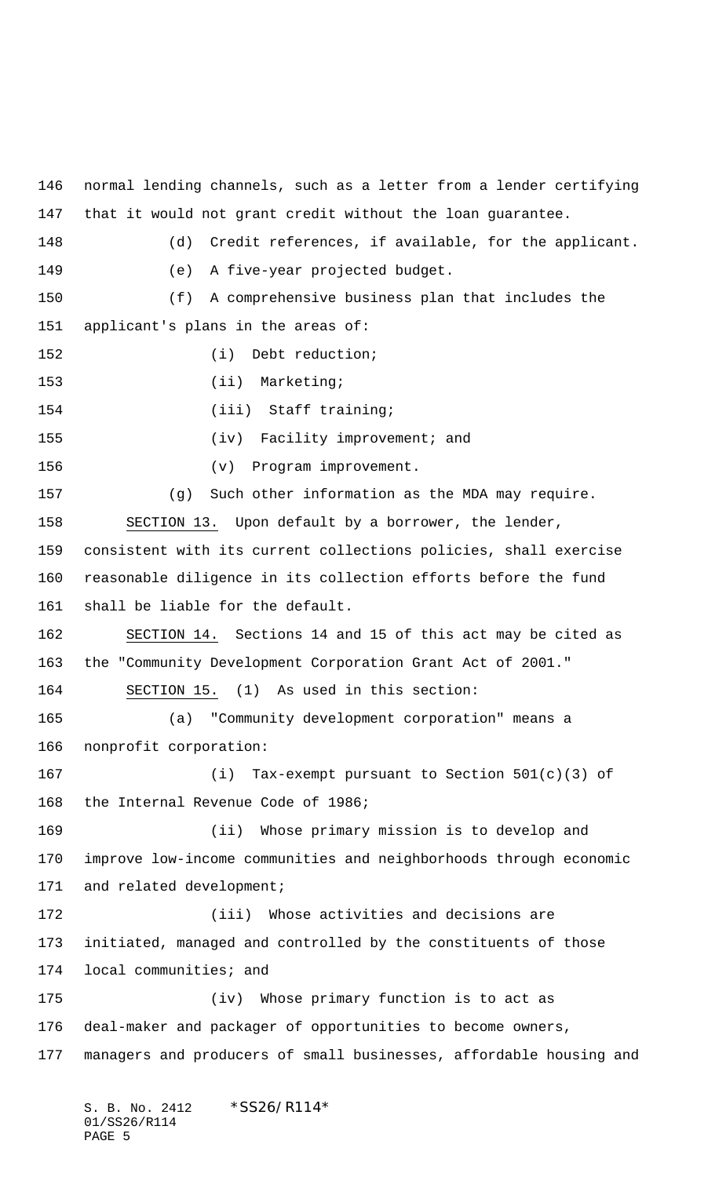normal lending channels, such as a letter from a lender certifying that it would not grant credit without the loan guarantee.

(d) Credit references, if available, for the applicant.

(e) A five-year projected budget.

(f) A comprehensive business plan that includes the applicant's plans in the areas of:

(i) Debt reduction;

(ii) Marketing;

(iii) Staff training;

(iv) Facility improvement; and

(v) Program improvement.

(g) Such other information as the MDA may require.

SECTION 13. Upon default by a borrower, the lender, consistent with its current collections policies, shall exercise reasonable diligence in its collection efforts before the fund shall be liable for the default.

SECTION 14. Sections 14 and 15 of this act may be cited as the "Community Development Corporation Grant Act of 2001."

SECTION 15. (1) As used in this section:

(a) "Community development corporation" means a nonprofit corporation:

(i) Tax-exempt pursuant to Section 501(c)(3) of the Internal Revenue Code of 1986;

(ii) Whose primary mission is to develop and improve low-income communities and neighborhoods through economic and related development;

(iii) Whose activities and decisions are initiated, managed and controlled by the constituents of those local communities; and

(iv) Whose primary function is to act as deal-maker and packager of opportunities to become owners, managers and producers of small businesses, affordable housing and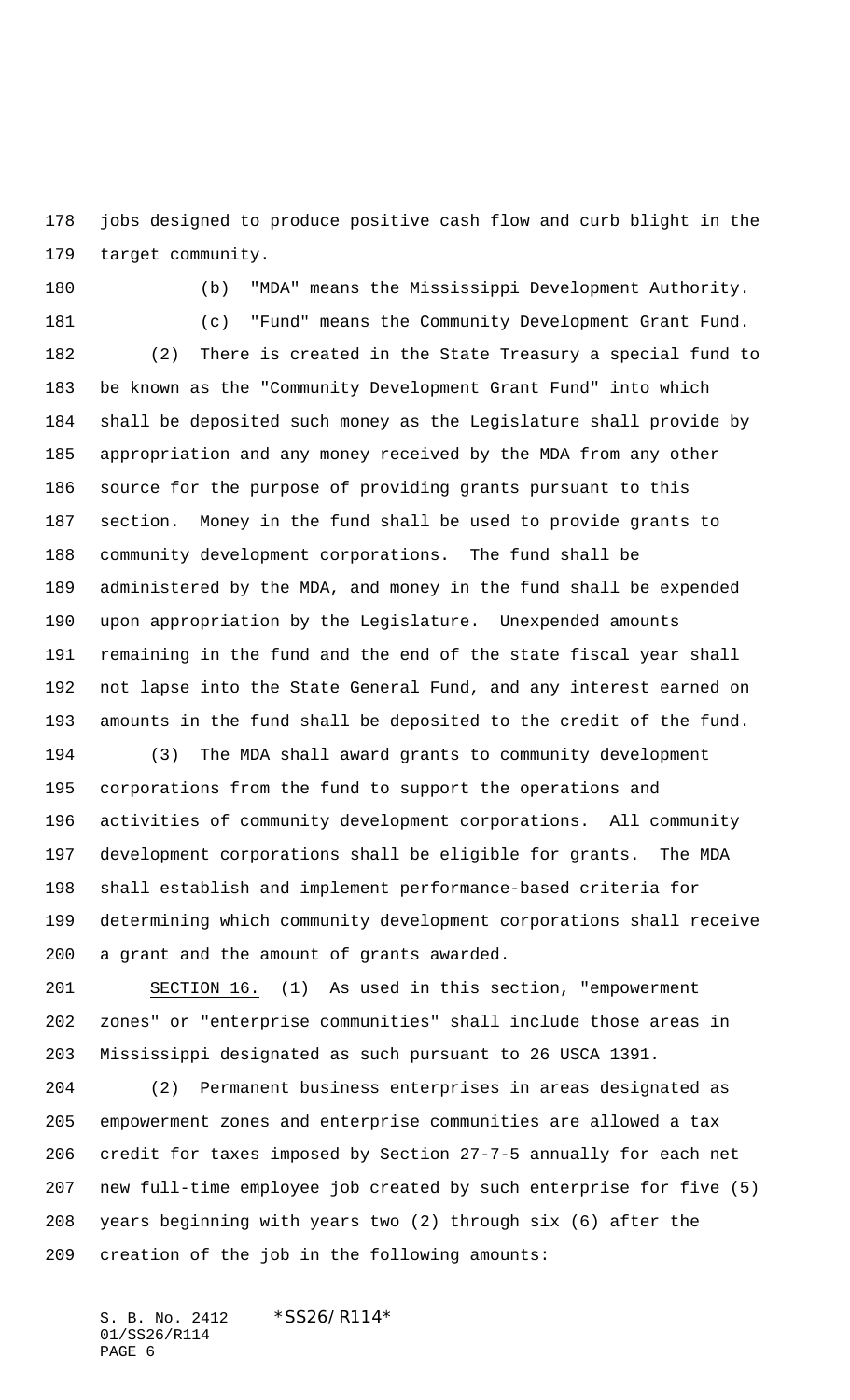jobs designed to produce positive cash flow and curb blight in the target community.

(b) "MDA" means the Mississippi Development Authority.

(c) "Fund" means the Community Development Grant Fund.

(2) There is created in the State Treasury a special fund to be known as the "Community Development Grant Fund" into which shall be deposited such money as the Legislature shall provide by appropriation and any money received by the MDA from any other source for the purpose of providing grants pursuant to this section. Money in the fund shall be used to provide grants to community development corporations. The fund shall be administered by the MDA, and money in the fund shall be expended upon appropriation by the Legislature. Unexpended amounts remaining in the fund and the end of the state fiscal year shall not lapse into the State General Fund, and any interest earned on amounts in the fund shall be deposited to the credit of the fund.

(3) The MDA shall award grants to community development corporations from the fund to support the operations and activities of community development corporations. All community development corporations shall be eligible for grants. The MDA shall establish and implement performance-based criteria for determining which community development corporations shall receive a grant and the amount of grants awarded.

SECTION 16. (1) As used in this section, "empowerment zones" or "enterprise communities" shall include those areas in Mississippi designated as such pursuant to 26 USCA 1391.

(2) Permanent business enterprises in areas designated as empowerment zones and enterprise communities are allowed a tax credit for taxes imposed by Section 27-7-5 annually for each net new full-time employee job created by such enterprise for five (5) years beginning with years two (2) through six (6) after the creation of the job in the following amounts: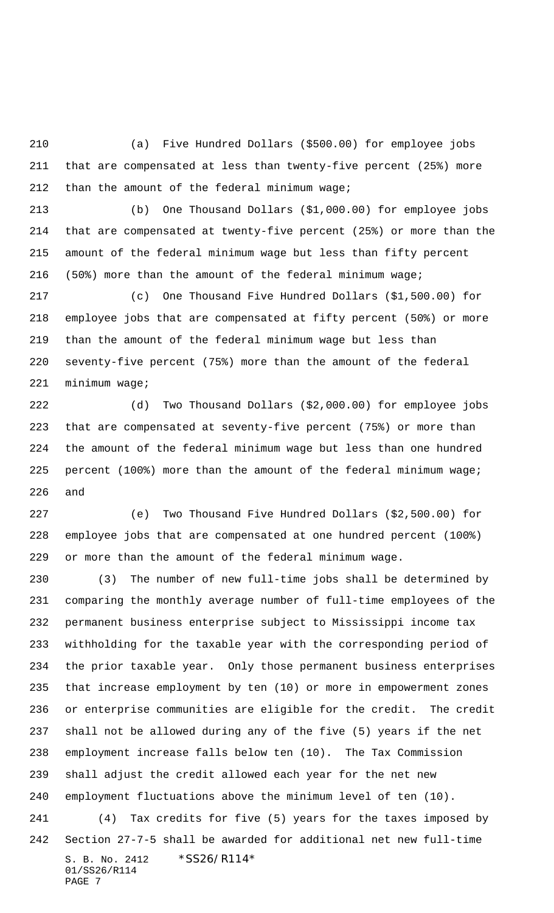(a) Five Hundred Dollars ($500.00) for employee jobs that are compensated at less than twenty-five percent (25%) more than the amount of the federal minimum wage;

(b) One Thousand Dollars ($1,000.00) for employee jobs that are compensated at twenty-five percent (25%) or more than the amount of the federal minimum wage but less than fifty percent (50%) more than the amount of the federal minimum wage;

(c) One Thousand Five Hundred Dollars ($1,500.00) for employee jobs that are compensated at fifty percent (50%) or more than the amount of the federal minimum wage but less than seventy-five percent (75%) more than the amount of the federal minimum wage;

(d) Two Thousand Dollars ($2,000.00) for employee jobs that are compensated at seventy-five percent (75%) or more than the amount of the federal minimum wage but less than one hundred percent (100%) more than the amount of the federal minimum wage; and

(e) Two Thousand Five Hundred Dollars ($2,500.00) for employee jobs that are compensated at one hundred percent (100%) or more than the amount of the federal minimum wage.

(3) The number of new full-time jobs shall be determined by comparing the monthly average number of full-time employees of the permanent business enterprise subject to Mississippi income tax withholding for the taxable year with the corresponding period of the prior taxable year. Only those permanent business enterprises that increase employment by ten (10) or more in empowerment zones or enterprise communities are eligible for the credit. The credit shall not be allowed during any of the five (5) years if the net employment increase falls below ten (10). The Tax Commission shall adjust the credit allowed each year for the net new employment fluctuations above the minimum level of ten (10).

(4) Tax credits for five (5) years for the taxes imposed by Section 27-7-5 shall be awarded for additional net new full-time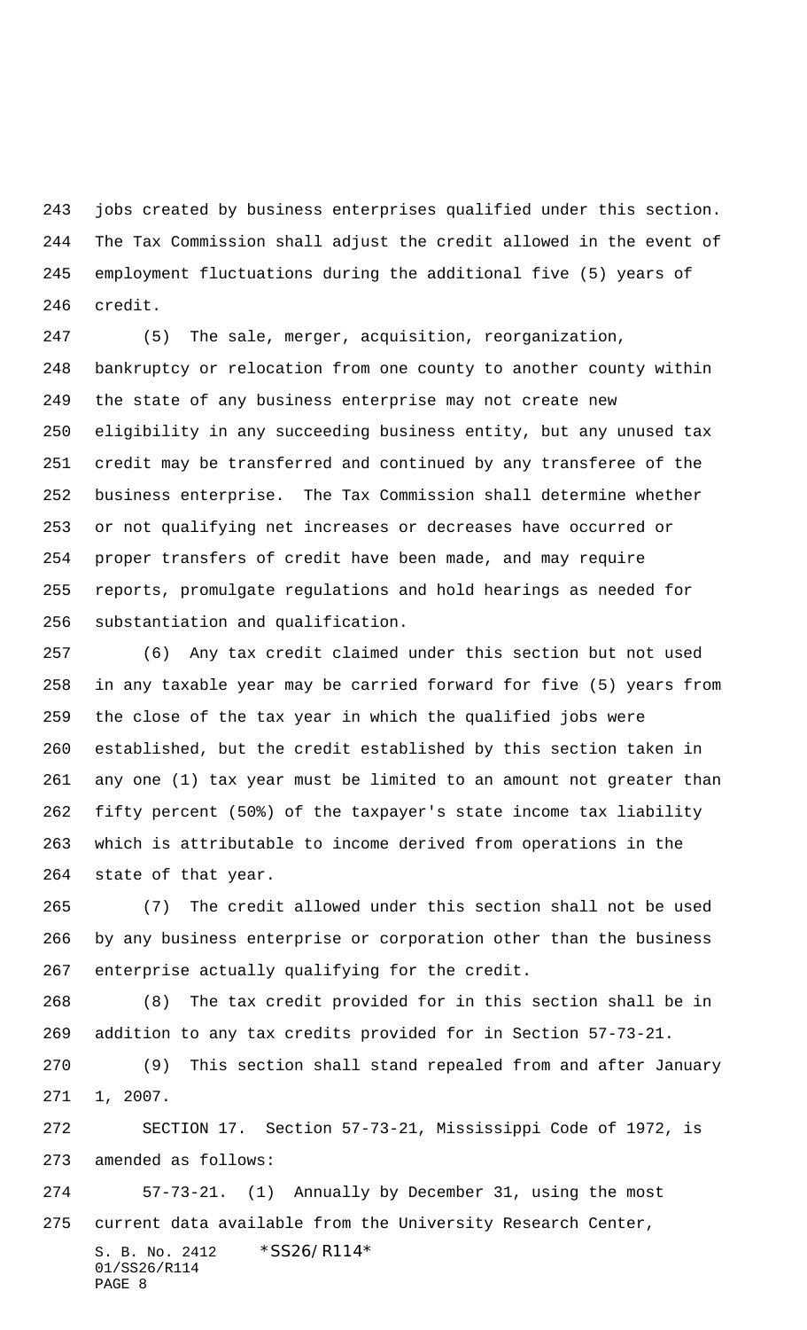jobs created by business enterprises qualified under this section. The Tax Commission shall adjust the credit allowed in the event of employment fluctuations during the additional five (5) years of credit.

(5) The sale, merger, acquisition, reorganization, bankruptcy or relocation from one county to another county within the state of any business enterprise may not create new eligibility in any succeeding business entity, but any unused tax credit may be transferred and continued by any transferee of the business enterprise. The Tax Commission shall determine whether or not qualifying net increases or decreases have occurred or proper transfers of credit have been made, and may require reports, promulgate regulations and hold hearings as needed for substantiation and qualification.

(6) Any tax credit claimed under this section but not used in any taxable year may be carried forward for five (5) years from the close of the tax year in which the qualified jobs were established, but the credit established by this section taken in any one (1) tax year must be limited to an amount not greater than fifty percent (50%) of the taxpayer's state income tax liability which is attributable to income derived from operations in the state of that year.

(7) The credit allowed under this section shall not be used by any business enterprise or corporation other than the business enterprise actually qualifying for the credit.

(8) The tax credit provided for in this section shall be in addition to any tax credits provided for in Section 57-73-21.

(9) This section shall stand repealed from and after January 1, 2007.

SECTION 17. Section 57-73-21, Mississippi Code of 1972, is amended as follows:

57-73-21. (1) Annually by December 31, using the most current data available from the University Research Center,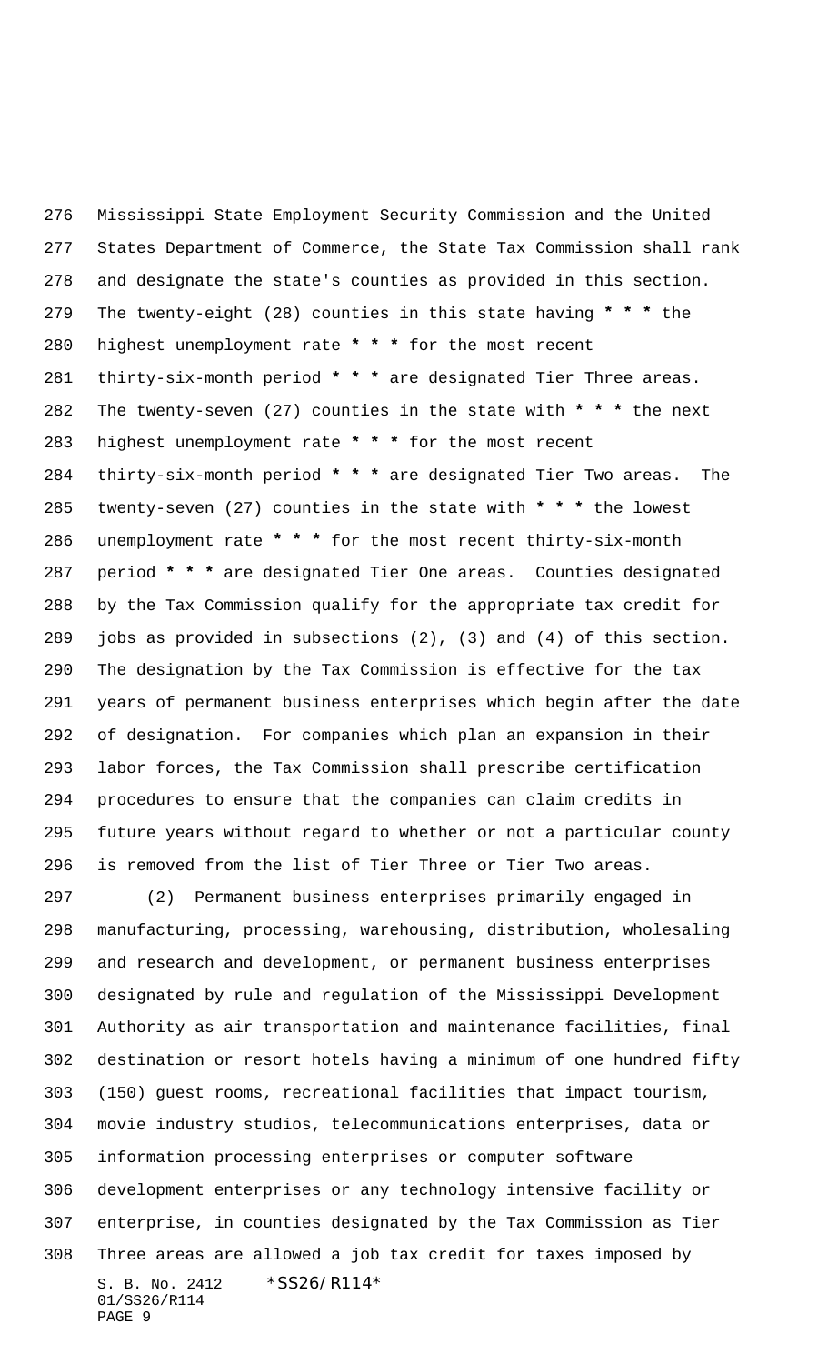Mississippi State Employment Security Commission and the United States Department of Commerce, the State Tax Commission shall rank and designate the state's counties as provided in this section. The twenty-eight (28) counties in this state having * * * the highest unemployment rate * * * for the most recent thirty-six-month period * * * are designated Tier Three areas. The twenty-seven (27) counties in the state with * * * the next highest unemployment rate * * * for the most recent thirty-six-month period * * * are designated Tier Two areas. The twenty-seven (27) counties in the state with * * * the lowest unemployment rate * * * for the most recent thirty-six-month period * * * are designated Tier One areas. Counties designated by the Tax Commission qualify for the appropriate tax credit for jobs as provided in subsections (2), (3) and (4) of this section. The designation by the Tax Commission is effective for the tax years of permanent business enterprises which begin after the date of designation. For companies which plan an expansion in their labor forces, the Tax Commission shall prescribe certification procedures to ensure that the companies can claim credits in future years without regard to whether or not a particular county is removed from the list of Tier Three or Tier Two areas.

(2) Permanent business enterprises primarily engaged in manufacturing, processing, warehousing, distribution, wholesaling and research and development, or permanent business enterprises designated by rule and regulation of the Mississippi Development Authority as air transportation and maintenance facilities, final destination or resort hotels having a minimum of one hundred fifty (150) guest rooms, recreational facilities that impact tourism, movie industry studios, telecommunications enterprises, data or information processing enterprises or computer software development enterprises or any technology intensive facility or enterprise, in counties designated by the Tax Commission as Tier Three areas are allowed a job tax credit for taxes imposed by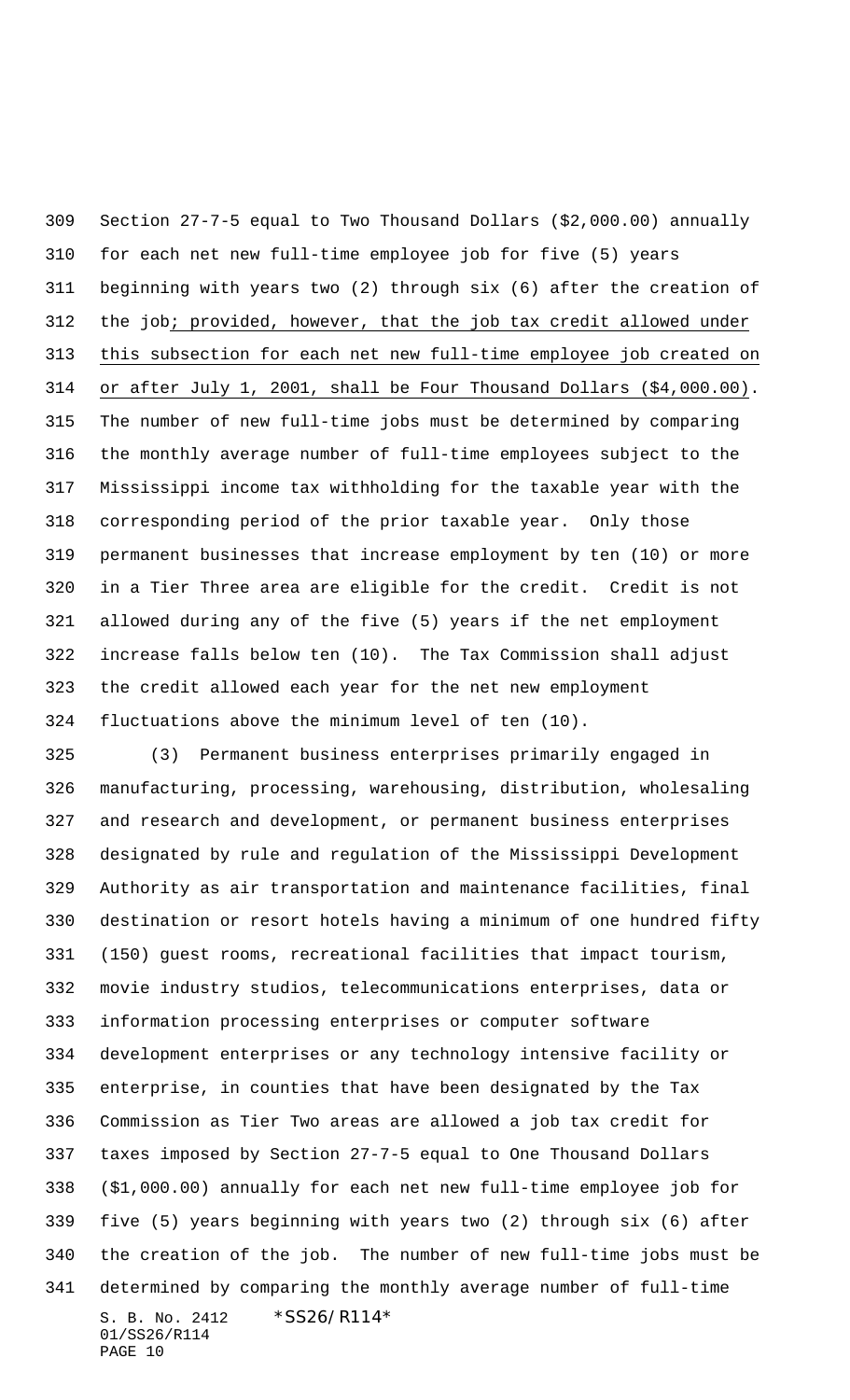Section 27-7-5 equal to Two Thousand Dollars ($2,000.00) annually for each net new full-time employee job for five (5) years beginning with years two (2) through six (6) after the creation of the job; provided, however, that the job tax credit allowed under this subsection for each net new full-time employee job created on or after July 1, 2001, shall be Four Thousand Dollars ($4,000.00). The number of new full-time jobs must be determined by comparing the monthly average number of full-time employees subject to the Mississippi income tax withholding for the taxable year with the corresponding period of the prior taxable year. Only those permanent businesses that increase employment by ten (10) or more in a Tier Three area are eligible for the credit. Credit is not allowed during any of the five (5) years if the net employment increase falls below ten (10). The Tax Commission shall adjust the credit allowed each year for the net new employment fluctuations above the minimum level of ten (10).

(3) Permanent business enterprises primarily engaged in manufacturing, processing, warehousing, distribution, wholesaling and research and development, or permanent business enterprises designated by rule and regulation of the Mississippi Development Authority as air transportation and maintenance facilities, final destination or resort hotels having a minimum of one hundred fifty (150) guest rooms, recreational facilities that impact tourism, movie industry studios, telecommunications enterprises, data or information processing enterprises or computer software development enterprises or any technology intensive facility or enterprise, in counties that have been designated by the Tax Commission as Tier Two areas are allowed a job tax credit for taxes imposed by Section 27-7-5 equal to One Thousand Dollars ($1,000.00) annually for each net new full-time employee job for five (5) years beginning with years two (2) through six (6) after the creation of the job. The number of new full-time jobs must be determined by comparing the monthly average number of full-time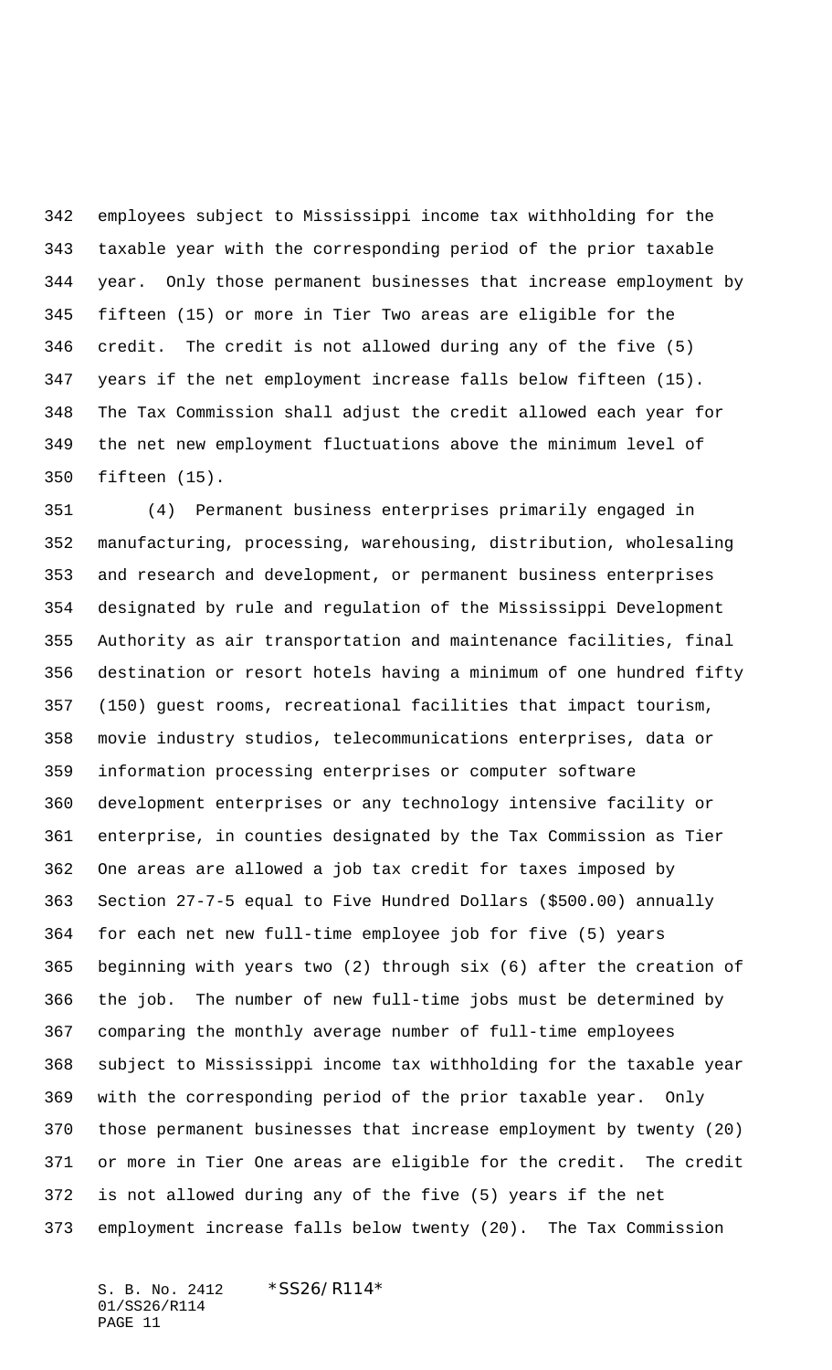employees subject to Mississippi income tax withholding for the taxable year with the corresponding period of the prior taxable year. Only those permanent businesses that increase employment by fifteen (15) or more in Tier Two areas are eligible for the credit. The credit is not allowed during any of the five (5) years if the net employment increase falls below fifteen (15). The Tax Commission shall adjust the credit allowed each year for the net new employment fluctuations above the minimum level of fifteen (15).

(4) Permanent business enterprises primarily engaged in manufacturing, processing, warehousing, distribution, wholesaling and research and development, or permanent business enterprises designated by rule and regulation of the Mississippi Development Authority as air transportation and maintenance facilities, final destination or resort hotels having a minimum of one hundred fifty (150) guest rooms, recreational facilities that impact tourism, movie industry studios, telecommunications enterprises, data or information processing enterprises or computer software development enterprises or any technology intensive facility or enterprise, in counties designated by the Tax Commission as Tier One areas are allowed a job tax credit for taxes imposed by Section 27-7-5 equal to Five Hundred Dollars ($500.00) annually for each net new full-time employee job for five (5) years beginning with years two (2) through six (6) after the creation of the job. The number of new full-time jobs must be determined by comparing the monthly average number of full-time employees subject to Mississippi income tax withholding for the taxable year with the corresponding period of the prior taxable year. Only those permanent businesses that increase employment by twenty (20) or more in Tier One areas are eligible for the credit. The credit is not allowed during any of the five (5) years if the net employment increase falls below twenty (20). The Tax Commission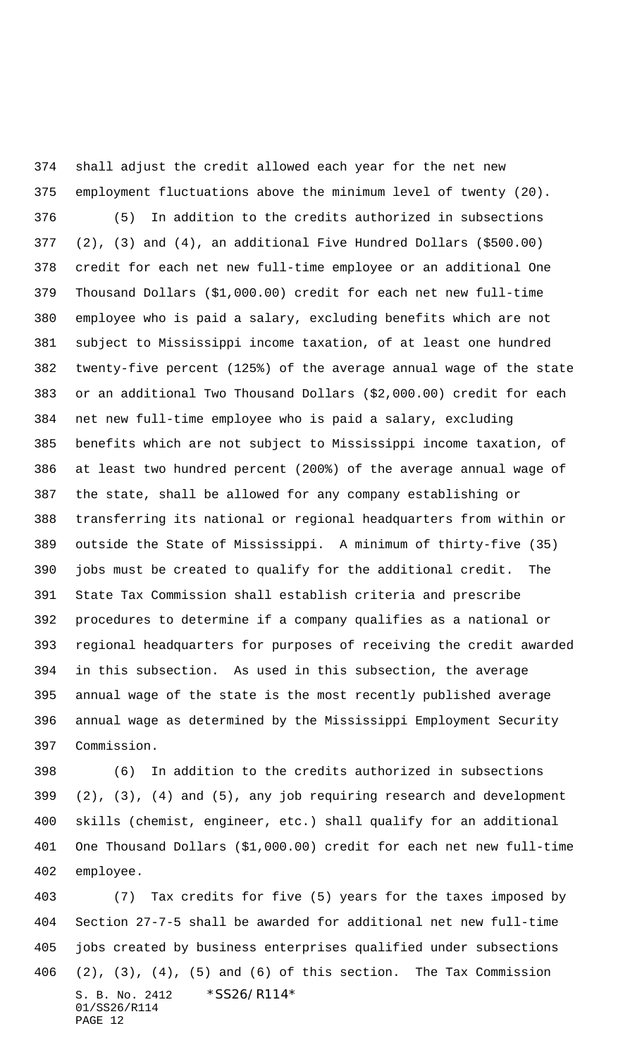shall adjust the credit allowed each year for the net new employment fluctuations above the minimum level of twenty (20).

(5) In addition to the credits authorized in subsections (2), (3) and (4), an additional Five Hundred Dollars ($500.00) credit for each net new full-time employee or an additional One Thousand Dollars ($1,000.00) credit for each net new full-time employee who is paid a salary, excluding benefits which are not subject to Mississippi income taxation, of at least one hundred twenty-five percent (125%) of the average annual wage of the state or an additional Two Thousand Dollars ($2,000.00) credit for each net new full-time employee who is paid a salary, excluding benefits which are not subject to Mississippi income taxation, of at least two hundred percent (200%) of the average annual wage of the state, shall be allowed for any company establishing or transferring its national or regional headquarters from within or outside the State of Mississippi. A minimum of thirty-five (35) jobs must be created to qualify for the additional credit. The State Tax Commission shall establish criteria and prescribe procedures to determine if a company qualifies as a national or regional headquarters for purposes of receiving the credit awarded in this subsection. As used in this subsection, the average annual wage of the state is the most recently published average annual wage as determined by the Mississippi Employment Security Commission.

(6) In addition to the credits authorized in subsections (2), (3), (4) and (5), any job requiring research and development skills (chemist, engineer, etc.) shall qualify for an additional One Thousand Dollars ($1,000.00) credit for each net new full-time employee.

(7) Tax credits for five (5) years for the taxes imposed by Section 27-7-5 shall be awarded for additional net new full-time jobs created by business enterprises qualified under subsections (2), (3), (4), (5) and (6) of this section. The Tax Commission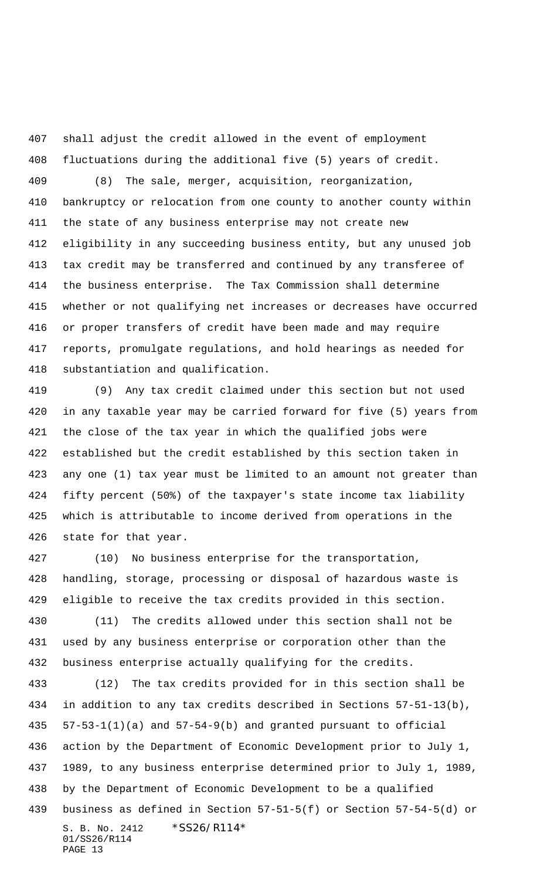shall adjust the credit allowed in the event of employment fluctuations during the additional five (5) years of credit.

(8) The sale, merger, acquisition, reorganization, bankruptcy or relocation from one county to another county within the state of any business enterprise may not create new eligibility in any succeeding business entity, but any unused job tax credit may be transferred and continued by any transferee of the business enterprise. The Tax Commission shall determine whether or not qualifying net increases or decreases have occurred or proper transfers of credit have been made and may require reports, promulgate regulations, and hold hearings as needed for substantiation and qualification.

(9) Any tax credit claimed under this section but not used in any taxable year may be carried forward for five (5) years from the close of the tax year in which the qualified jobs were established but the credit established by this section taken in any one (1) tax year must be limited to an amount not greater than fifty percent (50%) of the taxpayer's state income tax liability which is attributable to income derived from operations in the state for that year.

(10) No business enterprise for the transportation, handling, storage, processing or disposal of hazardous waste is eligible to receive the tax credits provided in this section.

(11) The credits allowed under this section shall not be used by any business enterprise or corporation other than the business enterprise actually qualifying for the credits.

(12) The tax credits provided for in this section shall be in addition to any tax credits described in Sections 57-51-13(b), 57-53-1(1)(a) and 57-54-9(b) and granted pursuant to official action by the Department of Economic Development prior to July 1, 1989, to any business enterprise determined prior to July 1, 1989, by the Department of Economic Development to be a qualified business as defined in Section 57-51-5(f) or Section 57-54-5(d) or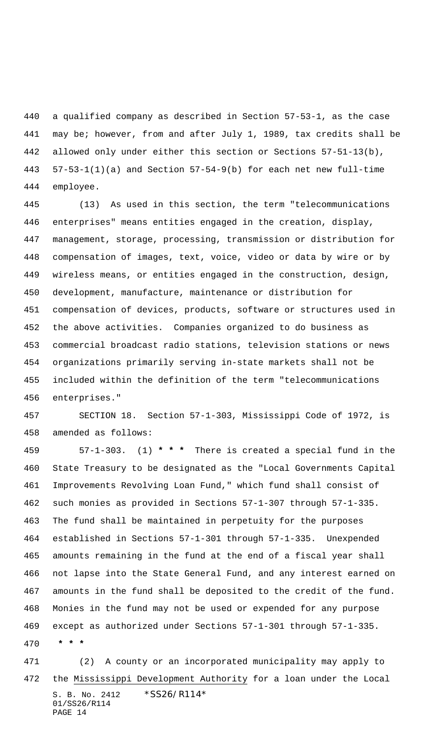a qualified company as described in Section 57-53-1, as the case may be; however, from and after July 1, 1989, tax credits shall be allowed only under either this section or Sections 57-51-13(b), 57-53-1(1)(a) and Section 57-54-9(b) for each net new full-time employee.

(13) As used in this section, the term "telecommunications enterprises" means entities engaged in the creation, display, management, storage, processing, transmission or distribution for compensation of images, text, voice, video or data by wire or by wireless means, or entities engaged in the construction, design, development, manufacture, maintenance or distribution for compensation of devices, products, software or structures used in the above activities. Companies organized to do business as commercial broadcast radio stations, television stations or news organizations primarily serving in-state markets shall not be included within the definition of the term "telecommunications enterprises."

SECTION 18. Section 57-1-303, Mississippi Code of 1972, is amended as follows:

57-1-303. (1) **\* \* \*** There is created a special fund in the State Treasury to be designated as the "Local Governments Capital Improvements Revolving Loan Fund," which fund shall consist of such monies as provided in Sections 57-1-307 through 57-1-335. The fund shall be maintained in perpetuity for the purposes established in Sections 57-1-301 through 57-1-335. Unexpended amounts remaining in the fund at the end of a fiscal year shall not lapse into the State General Fund, and any interest earned on amounts in the fund shall be deposited to the credit of the fund. Monies in the fund may not be used or expended for any purpose except as authorized under Sections 57-1-301 through 57-1-335.

**\* \* \***

(2) A county or an incorporated municipality may apply to the <u>Mississippi Development Authority</u> for a loan under the Local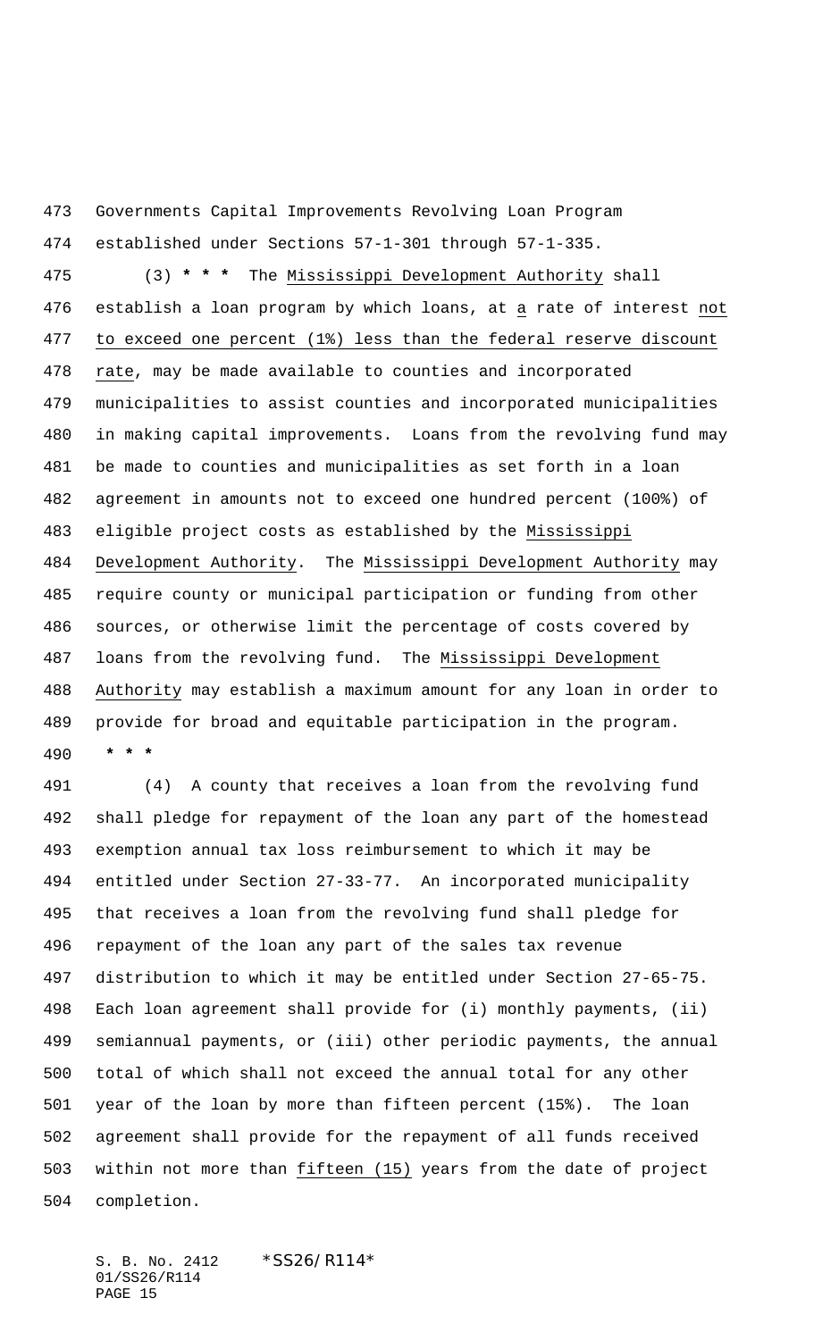Governments Capital Improvements Revolving Loan Program established under Sections 57-1-301 through 57-1-335.

(3) * * * The Mississippi Development Authority shall establish a loan program by which loans, at a rate of interest not to exceed one percent (1%) less than the federal reserve discount rate, may be made available to counties and incorporated municipalities to assist counties and incorporated municipalities in making capital improvements. Loans from the revolving fund may be made to counties and municipalities as set forth in a loan agreement in amounts not to exceed one hundred percent (100%) of eligible project costs as established by the Mississippi Development Authority. The Mississippi Development Authority may require county or municipal participation or funding from other sources, or otherwise limit the percentage of costs covered by loans from the revolving fund. The Mississippi Development Authority may establish a maximum amount for any loan in order to provide for broad and equitable participation in the program. * * *

(4) A county that receives a loan from the revolving fund shall pledge for repayment of the loan any part of the homestead exemption annual tax loss reimbursement to which it may be entitled under Section 27-33-77. An incorporated municipality that receives a loan from the revolving fund shall pledge for repayment of the loan any part of the sales tax revenue distribution to which it may be entitled under Section 27-65-75. Each loan agreement shall provide for (i) monthly payments, (ii) semiannual payments, or (iii) other periodic payments, the annual total of which shall not exceed the annual total for any other year of the loan by more than fifteen percent (15%). The loan agreement shall provide for the repayment of all funds received within not more than fifteen (15) years from the date of project completion.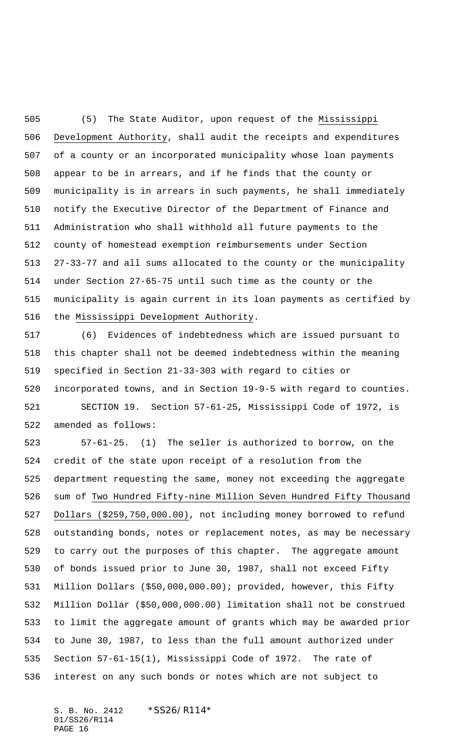(5) The State Auditor, upon request of the Mississippi Development Authority, shall audit the receipts and expenditures of a county or an incorporated municipality whose loan payments appear to be in arrears, and if he finds that the county or municipality is in arrears in such payments, he shall immediately notify the Executive Director of the Department of Finance and Administration who shall withhold all future payments to the county of homestead exemption reimbursements under Section 27-33-77 and all sums allocated to the county or the municipality under Section 27-65-75 until such time as the county or the municipality is again current in its loan payments as certified by the Mississippi Development Authority.

(6) Evidences of indebtedness which are issued pursuant to this chapter shall not be deemed indebtedness within the meaning specified in Section 21-33-303 with regard to cities or incorporated towns, and in Section 19-9-5 with regard to counties.

SECTION 19. Section 57-61-25, Mississippi Code of 1972, is amended as follows:

57-61-25. (1) The seller is authorized to borrow, on the credit of the state upon receipt of a resolution from the department requesting the same, money not exceeding the aggregate sum of Two Hundred Fifty-nine Million Seven Hundred Fifty Thousand Dollars ($259,750,000.00), not including money borrowed to refund outstanding bonds, notes or replacement notes, as may be necessary to carry out the purposes of this chapter. The aggregate amount of bonds issued prior to June 30, 1987, shall not exceed Fifty Million Dollars ($50,000,000.00); provided, however, this Fifty Million Dollar ($50,000,000.00) limitation shall not be construed to limit the aggregate amount of grants which may be awarded prior to June 30, 1987, to less than the full amount authorized under Section 57-61-15(1), Mississippi Code of 1972. The rate of interest on any such bonds or notes which are not subject to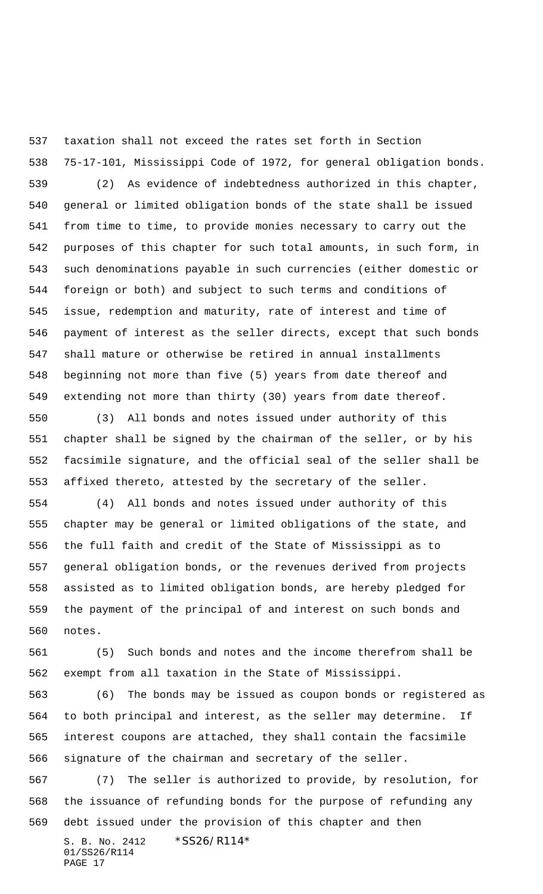taxation shall not exceed the rates set forth in Section 75-17-101, Mississippi Code of 1972, for general obligation bonds.

(2) As evidence of indebtedness authorized in this chapter, general or limited obligation bonds of the state shall be issued from time to time, to provide monies necessary to carry out the purposes of this chapter for such total amounts, in such form, in such denominations payable in such currencies (either domestic or foreign or both) and subject to such terms and conditions of issue, redemption and maturity, rate of interest and time of payment of interest as the seller directs, except that such bonds shall mature or otherwise be retired in annual installments beginning not more than five (5) years from date thereof and extending not more than thirty (30) years from date thereof.

(3) All bonds and notes issued under authority of this chapter shall be signed by the chairman of the seller, or by his facsimile signature, and the official seal of the seller shall be affixed thereto, attested by the secretary of the seller.

(4) All bonds and notes issued under authority of this chapter may be general or limited obligations of the state, and the full faith and credit of the State of Mississippi as to general obligation bonds, or the revenues derived from projects assisted as to limited obligation bonds, are hereby pledged for the payment of the principal of and interest on such bonds and notes.

(5) Such bonds and notes and the income therefrom shall be exempt from all taxation in the State of Mississippi.

(6) The bonds may be issued as coupon bonds or registered as to both principal and interest, as the seller may determine. If interest coupons are attached, they shall contain the facsimile signature of the chairman and secretary of the seller.

(7) The seller is authorized to provide, by resolution, for the issuance of refunding bonds for the purpose of refunding any debt issued under the provision of this chapter and then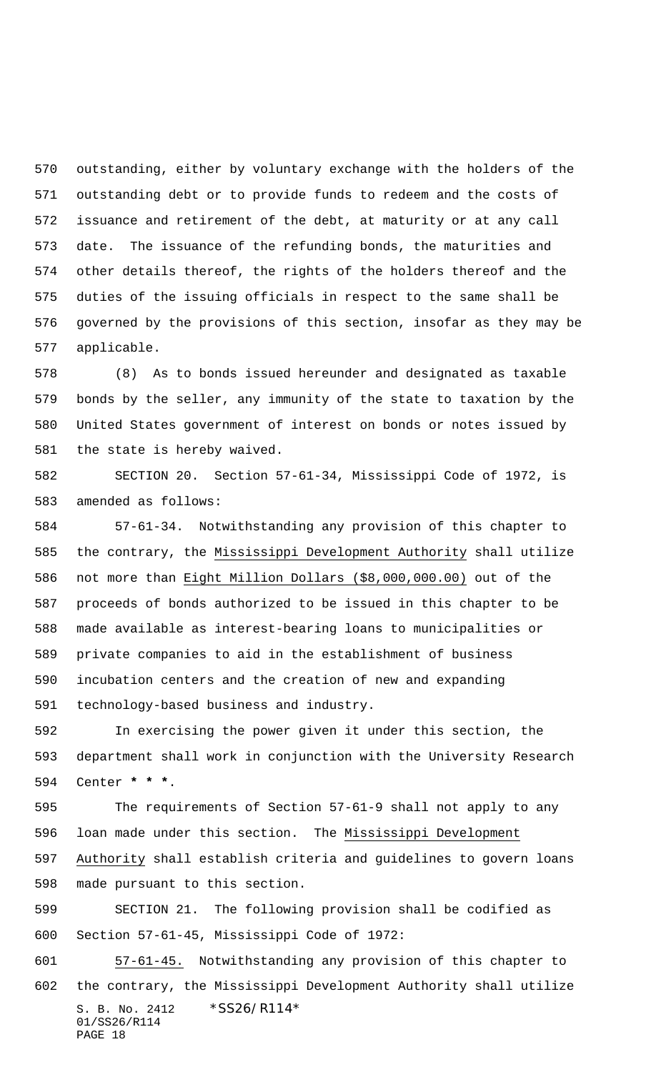outstanding, either by voluntary exchange with the holders of the outstanding debt or to provide funds to redeem and the costs of issuance and retirement of the debt, at maturity or at any call date. The issuance of the refunding bonds, the maturities and other details thereof, the rights of the holders thereof and the duties of the issuing officials in respect to the same shall be governed by the provisions of this section, insofar as they may be applicable.

(8) As to bonds issued hereunder and designated as taxable bonds by the seller, any immunity of the state to taxation by the United States government of interest on bonds or notes issued by the state is hereby waived.

SECTION 20. Section 57-61-34, Mississippi Code of 1972, is amended as follows:

57-61-34. Notwithstanding any provision of this chapter to the contrary, the Mississippi Development Authority shall utilize not more than Eight Million Dollars ($8,000,000.00) out of the proceeds of bonds authorized to be issued in this chapter to be made available as interest-bearing loans to municipalities or private companies to aid in the establishment of business incubation centers and the creation of new and expanding technology-based business and industry.

In exercising the power given it under this section, the department shall work in conjunction with the University Research Center * * *.

The requirements of Section 57-61-9 shall not apply to any loan made under this section. The Mississippi Development Authority shall establish criteria and guidelines to govern loans made pursuant to this section.

SECTION 21. The following provision shall be codified as Section 57-61-45, Mississippi Code of 1972:

57-61-45. Notwithstanding any provision of this chapter to the contrary, the Mississippi Development Authority shall utilize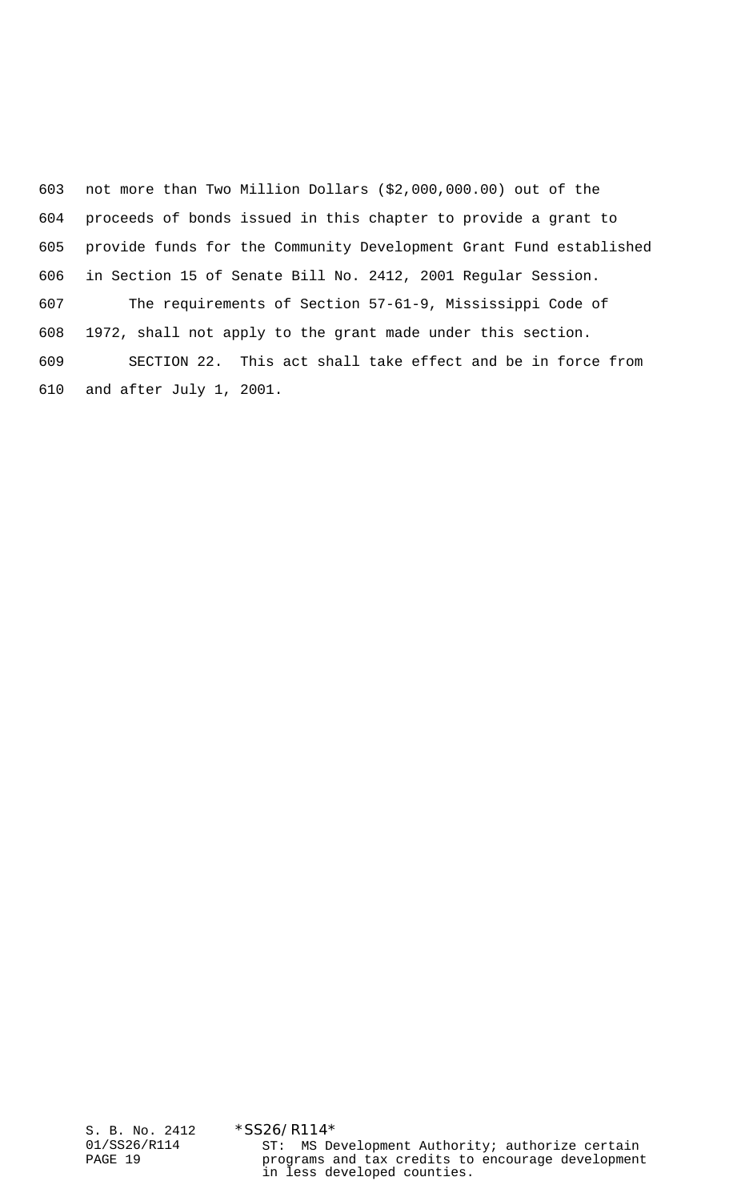not more than Two Million Dollars ($2,000,000.00) out of the proceeds of bonds issued in this chapter to provide a grant to provide funds for the Community Development Grant Fund established in Section 15 of Senate Bill No. 2412, 2001 Regular Session.

The requirements of Section 57-61-9, Mississippi Code of 1972, shall not apply to the grant made under this section.

SECTION 22. This act shall take effect and be in force from and after July 1, 2001.